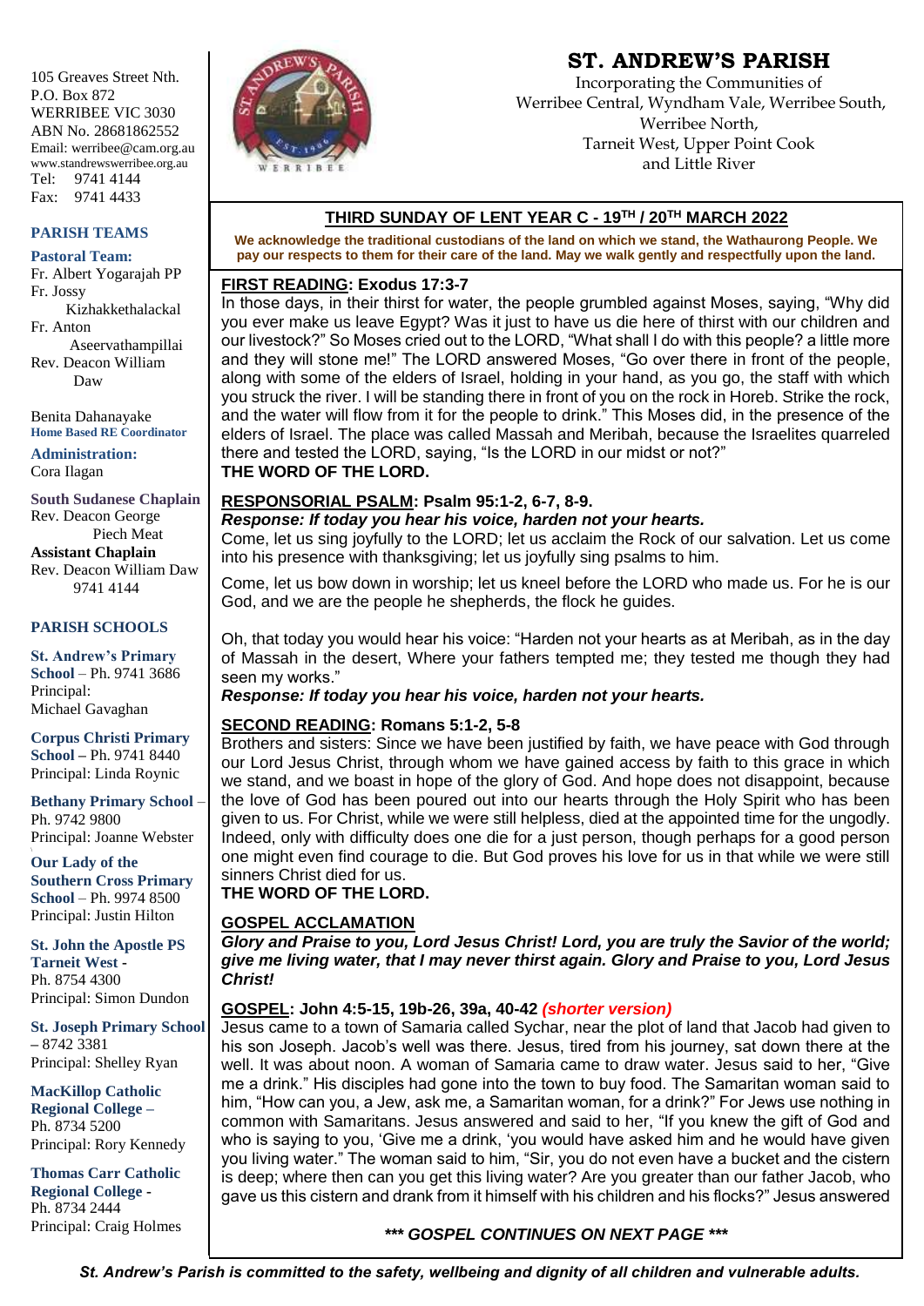# ST. ANDREW'S PARISH

Incorporating the Communities of
Werribee Central, Wyndham Vale, Werribee South,
Werribee North,
Tarneit West, Upper Point Cook
and Little River

105 Greaves Street Nth.
P.O. Box 872
WERRIBEE VIC 3030
ABN No. 28681862552
Email: werribee@cam.org.au
www.standrewswerribee.org.au
Tel: 9741 4144
Fax: 9741 4433

## PARISH TEAMS

**Pastoral Team:**
Fr. Albert Yogarajah PP
Fr. Jossy Kizhakkethalackal
Fr. Anton Aseervathampillai
Rev. Deacon William Daw

Benita Dahanayake
**Home Based RE Coordinator**

**Administration:**
Cora Ilagan

**South Sudanese Chaplain**
Rev. Deacon George Piech Meat
**Assistant Chaplain**
Rev. Deacon William Daw
9741 4144

## PARISH SCHOOLS

**St. Andrew's Primary School** – Ph. 9741 3686
Principal: Michael Gavaghan

**Corpus Christi Primary School** – Ph. 9741 8440
Principal: Linda Roynic

**Bethany Primary School** – Ph. 9742 9800
Principal: Joanne Webster

**Our Lady of the Southern Cross Primary School** – Ph. 9974 8500
Principal: Justin Hilton

**St. John the Apostle PS Tarneit West** - Ph. 8754 4300
Principal: Simon Dundon

**St. Joseph Primary School** – 8742 3381
Principal: Shelley Ryan

**MacKillop Catholic Regional College** – Ph. 8734 5200
Principal: Rory Kennedy

**Thomas Carr Catholic Regional College** - Ph. 8734 2444
Principal: Craig Holmes

## THIRD SUNDAY OF LENT YEAR C - 19TH / 20TH MARCH 2022

**We acknowledge the traditional custodians of the land on which we stand, the Wathaurong People. We pay our respects to them for their care of the land. May we walk gently and respectfully upon the land.**

### FIRST READING: Exodus 17:3-7

In those days, in their thirst for water, the people grumbled against Moses, saying, "Why did you ever make us leave Egypt? Was it just to have us die here of thirst with our children and our livestock?" So Moses cried out to the LORD, "What shall I do with this people? a little more and they will stone me!" The LORD answered Moses, "Go over there in front of the people, along with some of the elders of Israel, holding in your hand, as you go, the staff with which you struck the river. I will be standing there in front of you on the rock in Horeb. Strike the rock, and the water will flow from it for the people to drink." This Moses did, in the presence of the elders of Israel. The place was called Massah and Meribah, because the Israelites quarreled there and tested the LORD, saying, "Is the LORD in our midst or not?"
**THE WORD OF THE LORD.**

### RESPONSORIAL PSALM: Psalm 95:1-2, 6-7, 8-9.

***Response: If today you hear his voice, harden not your hearts.***

Come, let us sing joyfully to the LORD; let us acclaim the Rock of our salvation. Let us come into his presence with thanksgiving; let us joyfully sing psalms to him.

Come, let us bow down in worship; let us kneel before the LORD who made us. For he is our God, and we are the people he shepherds, the flock he guides.

Oh, that today you would hear his voice: "Harden not your hearts as at Meribah, as in the day of Massah in the desert, Where your fathers tempted me; they tested me though they had seen my works."

***Response: If today you hear his voice, harden not your hearts.***

### SECOND READING: Romans 5:1-2, 5-8

Brothers and sisters: Since we have been justified by faith, we have peace with God through our Lord Jesus Christ, through whom we have gained access by faith to this grace in which we stand, and we boast in hope of the glory of God. And hope does not disappoint, because the love of God has been poured out into our hearts through the Holy Spirit who has been given to us. For Christ, while we were still helpless, died at the appointed time for the ungodly. Indeed, only with difficulty does one die for a just person, though perhaps for a good person one might even find courage to die. But God proves his love for us in that while we were still sinners Christ died for us.
**THE WORD OF THE LORD.**

### GOSPEL ACCLAMATION

***Glory and Praise to you, Lord Jesus Christ! Lord, you are truly the Savior of the world; give me living water, that I may never thirst again. Glory and Praise to you, Lord Jesus Christ!***

### GOSPEL: John 4:5-15, 19b-26, 39a, 40-42 *(shorter version)*

Jesus came to a town of Samaria called Sychar, near the plot of land that Jacob had given to his son Joseph. Jacob's well was there. Jesus, tired from his journey, sat down there at the well. It was about noon. A woman of Samaria came to draw water. Jesus said to her, "Give me a drink." His disciples had gone into the town to buy food. The Samaritan woman said to him, "How can you, a Jew, ask me, a Samaritan woman, for a drink?" For Jews use nothing in common with Samaritans. Jesus answered and said to her, "If you knew the gift of God and who is saying to you, 'Give me a drink, 'you would have asked him and he would have given you living water." The woman said to him, "Sir, you do not even have a bucket and the cistern is deep; where then can you get this living water? Are you greater than our father Jacob, who gave us this cistern and drank from it himself with his children and his flocks?" Jesus answered

***\*\*\* GOSPEL CONTINUES ON NEXT PAGE \*\*\****

***St. Andrew's Parish is committed to the safety, wellbeing and dignity of all children and vulnerable adults.***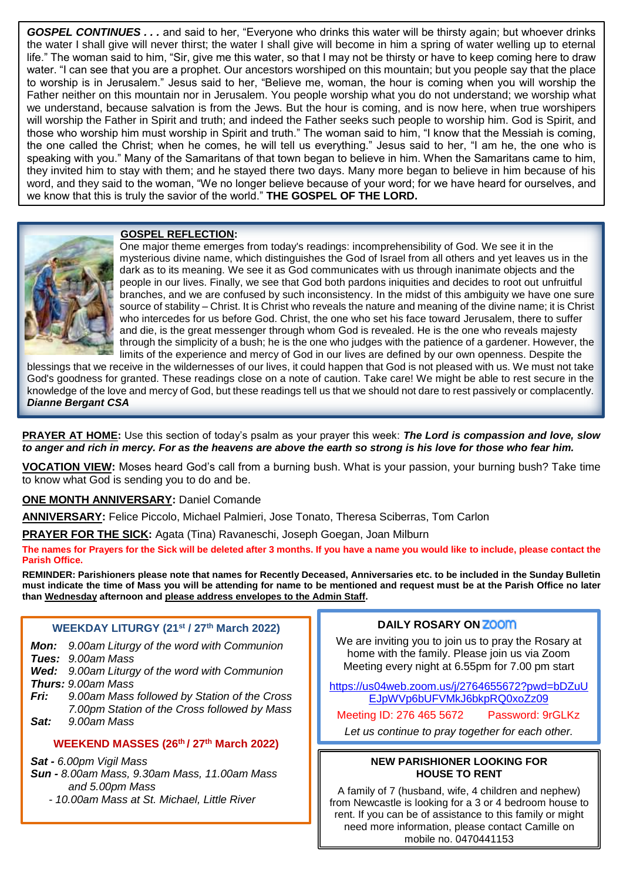**GOSPEL CONTINUES . . .** and said to her, "Everyone who drinks this water will be thirsty again; but whoever drinks the water I shall give will never thirst; the water I shall give will become in him a spring of water welling up to eternal life." The woman said to him, "Sir, give me this water, so that I may not be thirsty or have to keep coming here to draw water. "I can see that you are a prophet. Our ancestors worshiped on this mountain; but you people say that the place to worship is in Jerusalem." Jesus said to her, "Believe me, woman, the hour is coming when you will worship the Father neither on this mountain nor in Jerusalem. You people worship what you do not understand; we worship what we understand, because salvation is from the Jews. But the hour is coming, and is now here, when true worshipers will worship the Father in Spirit and truth; and indeed the Father seeks such people to worship him. God is Spirit, and those who worship him must worship in Spirit and truth." The woman said to him, "I know that the Messiah is coming, the one called the Christ; when he comes, he will tell us everything." Jesus said to her, "I am he, the one who is speaking with you." Many of the Samaritans of that town began to believe in him. When the Samaritans came to him, they invited him to stay with them; and he stayed there two days. Many more began to believe in him because of his word, and they said to the woman, "We no longer believe because of your word; for we have heard for ourselves, and we know that this is truly the savior of the world." **THE GOSPEL OF THE LORD.**

**GOSPEL REFLECTION:**

One major theme emerges from today's readings: incomprehensibility of God. We see it in the mysterious divine name, which distinguishes the God of Israel from all others and yet leaves us in the dark as to its meaning. We see it as God communicates with us through inanimate objects and the people in our lives. Finally, we see that God both pardons iniquities and decides to root out unfruitful branches, and we are confused by such inconsistency. In the midst of this ambiguity we have one sure source of stability – Christ. It is Christ who reveals the nature and meaning of the divine name; it is Christ who intercedes for us before God. Christ, the one who set his face toward Jerusalem, there to suffer and die, is the great messenger through whom God is revealed. He is the one who reveals majesty through the simplicity of a bush; he is the one who judges with the patience of a gardener. However, the limits of the experience and mercy of God in our lives are defined by our own openness. Despite the blessings that we receive in the wildernesses of our lives, it could happen that God is not pleased with us. We must not take God's goodness for granted. These readings close on a note of caution. Take care! We might be able to rest secure in the knowledge of the love and mercy of God, but these readings tell us that we should not dare to rest passively or complacently.
***Dianne Bergant CSA***

**PRAYER AT HOME:** Use this section of today's psalm as your prayer this week: ***The Lord is compassion and love, slow to anger and rich in mercy. For as the heavens are above the earth so strong is his love for those who fear him.***

**VOCATION VIEW:** Moses heard God's call from a burning bush. What is your passion, your burning bush? Take time to know what God is sending you to do and be.

**ONE MONTH ANNIVERSARY:** Daniel Comande

**ANNIVERSARY:** Felice Piccolo, Michael Palmieri, Jose Tonato, Theresa Sciberras, Tom Carlon

**PRAYER FOR THE SICK:** Agata (Tina) Ravaneschi, Joseph Goegan, Joan Milburn

**The names for Prayers for the Sick will be deleted after 3 months. If you have a name you would like to include, please contact the Parish Office.**

**REMINDER: Parishioners please note that names for Recently Deceased, Anniversaries etc. to be included in the Sunday Bulletin must indicate the time of Mass you will be attending for name to be mentioned and request must be at the Parish Office no later than Wednesday afternoon and please address envelopes to the Admin Staff.**

### WEEKDAY LITURGY (21st / 27th March 2022)

*Mon:* *9.00am Liturgy of the word with Communion*
*Tues:* *9.00am Mass*
*Wed:* *9.00am Liturgy of the word with Communion*
*Thurs:* *9.00am Mass*
*Fri:* *9.00am Mass followed by Station of the Cross*
*7.00pm Station of the Cross followed by Mass*
*Sat:* *9.00am Mass*

### WEEKEND MASSES (26th / 27th March 2022)

*Sat - 6.00pm Vigil Mass*
*Sun - 8.00am Mass, 9.30am Mass, 11.00am Mass and 5.00pm Mass*
*- 10.00am Mass at St. Michael, Little River*

### DAILY ROSARY ON ZOOM

We are inviting you to join us to pray the Rosary at home with the family. Please join us via Zoom Meeting every night at 6.55pm for 7.00 pm start

https://us04web.zoom.us/j/2764655672?pwd=bDZuUEJpWVp6bUFVMkJ6bkpRQ0xoZz09

Meeting ID: 276 465 5672 Password: 9rGLKz

*Let us continue to pray together for each other.*

### NEW PARISHIONER LOOKING FOR HOUSE TO RENT

A family of 7 (husband, wife, 4 children and nephew) from Newcastle is looking for a 3 or 4 bedroom house to rent. If you can be of assistance to this family or might need more information, please contact Camille on mobile no. 0470441153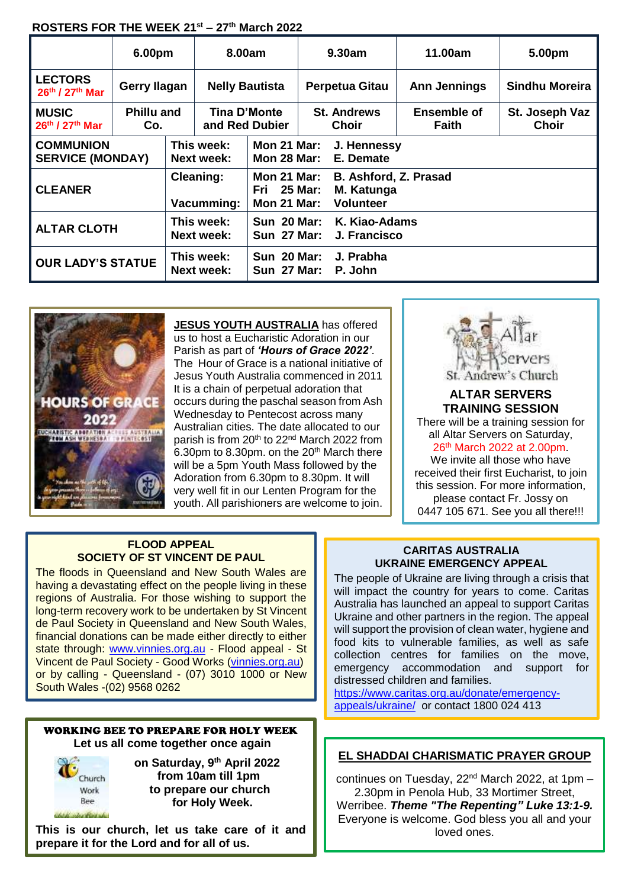## ROSTERS FOR THE WEEK 21st – 27th March 2022

| | 6.00pm | 8.00am | 9.30am | 11.00am | 5.00pm |
|---|---|---|---|---|---|
| **LECTORS** 26th / 27th Mar | Gerry Ilagan | Nelly Bautista | Perpetua Gitau | Ann Jennings | Sindhu Moreira |
| **MUSIC** 26th / 27th Mar | Phillu and Co. | Tina D'Monte and Red Dubier | St. Andrews Choir | Ensemble of Faith | St. Joseph Vaz Choir |

| | | |
|---|---|---|
| **COMMUNION SERVICE (MONDAY)** | This week:<br>Next week: | Mon 21 Mar: J. Hennessy<br>Mon 28 Mar: E. Demate |
| **CLEANER** | Cleaning:<br><br>Vacumming: | Mon 21 Mar: B. Ashford, Z. Prasad<br>Fri 25 Mar: M. Katunga<br>Mon 21 Mar: Volunteer |
| **ALTAR CLOTH** | This week:<br>Next week: | Sun 20 Mar: K. Kiao-Adams<br>Sun 27 Mar: J. Francisco |
| **OUR LADY'S STATUE** | This week:<br>Next week: | Sun 20 Mar: J. Prabha<br>Sun 27 Mar: P. John |

**JESUS YOUTH AUSTRALIA** has offered us to host a Eucharistic Adoration in our Parish as part of ***'Hours of Grace 2022'***. The Hour of Grace is a national initiative of Jesus Youth Australia commenced in 2011 It is a chain of perpetual adoration that occurs during the paschal season from Ash Wednesday to Pentecost across many Australian cities. The date allocated to our parish is from 20th to 22nd March 2022 from 6.30pm to 8.30pm. on the 20th March there will be a 5pm Youth Mass followed by the Adoration from 6.30pm to 8.30pm. It will very well fit in our Lenten Program for the youth. All parishioners are welcome to join.

### ALTAR SERVERS TRAINING SESSION

There will be a training session for all Altar Servers on Saturday, 26th March 2022 at 2.00pm. We invite all those who have received their first Eucharist, to join this session. For more information, please contact Fr. Jossy on 0447 105 671. See you all there!!!

### FLOOD APPEAL
### SOCIETY OF ST VINCENT DE PAUL

The floods in Queensland and New South Wales are having a devastating effect on the people living in these regions of Australia. For those wishing to support the long-term recovery work to be undertaken by St Vincent de Paul Society in Queensland and New South Wales, financial donations can be made either directly to either state through: www.vinnies.org.au - Flood appeal - St Vincent de Paul Society - Good Works (vinnies.org.au) or by calling - Queensland - (07) 3010 1000 or New South Wales -(02) 9568 0262

### CARITAS AUSTRALIA
### UKRAINE EMERGENCY APPEAL

The people of Ukraine are living through a crisis that will impact the country for years to come. Caritas Australia has launched an appeal to support Caritas Ukraine and other partners in the region. The appeal will support the provision of clean water, hygiene and food kits to vulnerable families, as well as safe collection centres for families on the move, emergency accommodation and support for distressed children and families.
https://www.caritas.org.au/donate/emergency-appeals/ukraine/ or contact 1800 024 413

### WORKING BEE TO PREPARE FOR HOLY WEEK

**Let us all come together once again**

**on Saturday, 9th April 2022**
**from 10am till 1pm**
**to prepare our church**
**for Holy Week.**

**This is our church, let us take care of it and prepare it for the Lord and for all of us.**

### EL SHADDAI CHARISMATIC PRAYER GROUP

continues on Tuesday, 22nd March 2022, at 1pm – 2.30pm in Penola Hub, 33 Mortimer Street, Werribee. ***Theme "The Repenting" Luke 13:1-9.*** Everyone is welcome. God bless you all and your loved ones.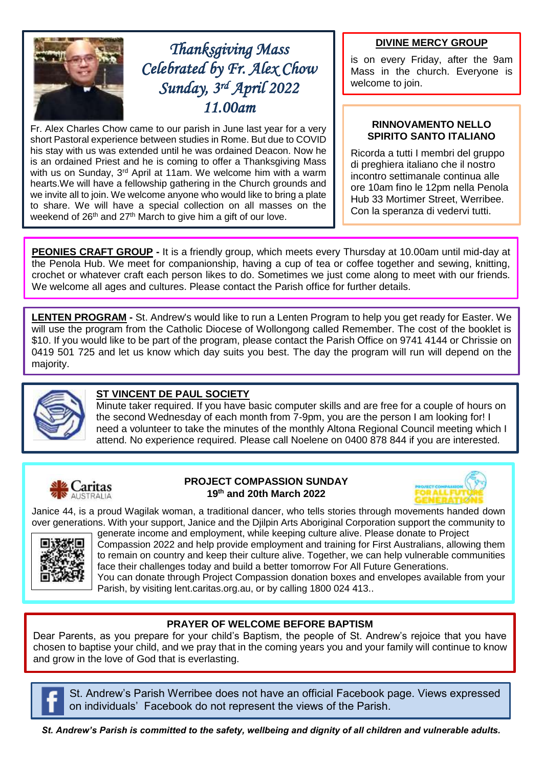## *Thanksgiving Mass Celebrated by Fr. Alex Chow Sunday, 3rd April 2022 11.00am*

Fr. Alex Charles Chow came to our parish in June last year for a very short Pastoral experience between studies in Rome. But due to COVID his stay with us was extended until he was ordained Deacon. Now he is an ordained Priest and he is coming to offer a Thanksgiving Mass with us on Sunday, 3rd April at 11am. We welcome him with a warm hearts.We will have a fellowship gathering in the Church grounds and we invite all to join. We welcome anyone who would like to bring a plate to share. We will have a special collection on all masses on the weekend of 26th and 27th March to give him a gift of our love.

### DIVINE MERCY GROUP

is on every Friday, after the 9am Mass in the church. Everyone is welcome to join.

### RINNOVAMENTO NELLO SPIRITO SANTO ITALIANO

Ricorda a tutti I membri del gruppo di preghiera italiano che il nostro incontro settimanale continua alle ore 10am fino le 12pm nella Penola Hub 33 Mortimer Street, Werribee. Con la speranza di vedervi tutti.

**PEONIES CRAFT GROUP -** It is a friendly group, which meets every Thursday at 10.00am until mid-day at the Penola Hub. We meet for companionship, having a cup of tea or coffee together and sewing, knitting, crochet or whatever craft each person likes to do. Sometimes we just come along to meet with our friends. We welcome all ages and cultures. Please contact the Parish office for further details.

**LENTEN PROGRAM -** St. Andrew's would like to run a Lenten Program to help you get ready for Easter. We will use the program from the Catholic Diocese of Wollongong called Remember. The cost of the booklet is $10. If you would like to be part of the program, please contact the Parish Office on 9741 4144 or Chrissie on 0419 501 725 and let us know which day suits you best. The day the program will run will depend on the majority.

### ST VINCENT DE PAUL SOCIETY

Minute taker required. If you have basic computer skills and are free for a couple of hours on the second Wednesday of each month from 7-9pm, you are the person I am looking for! I need a volunteer to take the minutes of the monthly Altona Regional Council meeting which I attend. No experience required. Please call Noelene on 0400 878 844 if you are interested.

Caritas AUSTRALIA

### PROJECT COMPASSION SUNDAY 19th and 20th March 2022

PROJECT COMPASSION FOR ALL FUTURE GENERATIONS

Janice 44, is a proud Wagilak woman, a traditional dancer, who tells stories through movements handed down over generations. With your support, Janice and the Djilpin Arts Aboriginal Corporation support the community to generate income and employment, while keeping culture alive. Please donate to Project Compassion 2022 and help provide employment and training for First Australians, allowing them to remain on country and keep their culture alive. Together, we can help vulnerable communities face their challenges today and build a better tomorrow For All Future Generations.
You can donate through Project Compassion donation boxes and envelopes available from your Parish, by visiting lent.caritas.org.au, or by calling 1800 024 413..

### PRAYER OF WELCOME BEFORE BAPTISM

Dear Parents, as you prepare for your child's Baptism, the people of St. Andrew's rejoice that you have chosen to baptise your child, and we pray that in the coming years you and your family will continue to know and grow in the love of God that is everlasting.

St. Andrew's Parish Werribee does not have an official Facebook page. Views expressed on individuals' Facebook do not represent the views of the Parish.

***St. Andrew's Parish is committed to the safety, wellbeing and dignity of all children and vulnerable adults.***